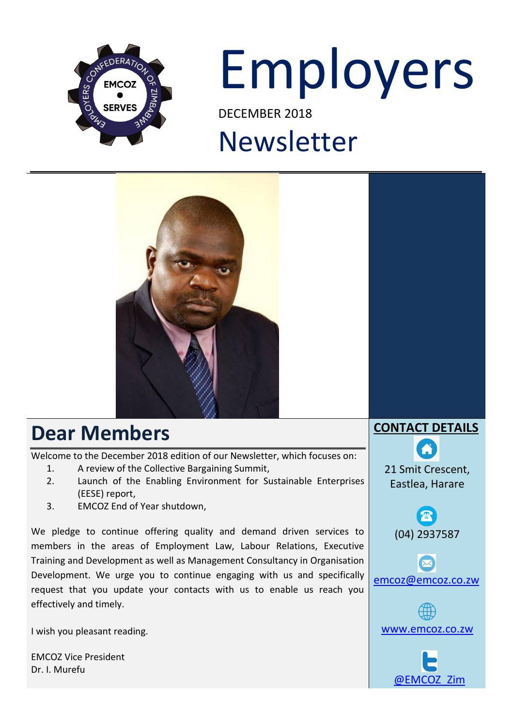# Employers

DECEMBER 2018

# Newsletter

## Dear Members

Welcome to the December 2018 edition of our Newsletter, which focuses on:

1. A review of the Collective Bargaining Summit,
2. Launch of the Enabling Environment for Sustainable Enterprises (EESE) report,
3. EMCOZ End of Year shutdown,

We pledge to continue offering quality and demand driven services to members in the areas of Employment Law, Labour Relations, Executive Training and Development as well as Management Consultancy in Organisation Development. We urge you to continue engaging with us and specifically request that you update your contacts with us to enable us reach you effectively and timely.

I wish you pleasant reading.

EMCOZ Vice President
Dr. I. Murefu

**CONTACT DETAILS**

21 Smit Crescent, Eastlea, Harare

(04) 2937587

emcoz@emcoz.co.zw

www.emcoz.co.zw

@EMCOZ_Zim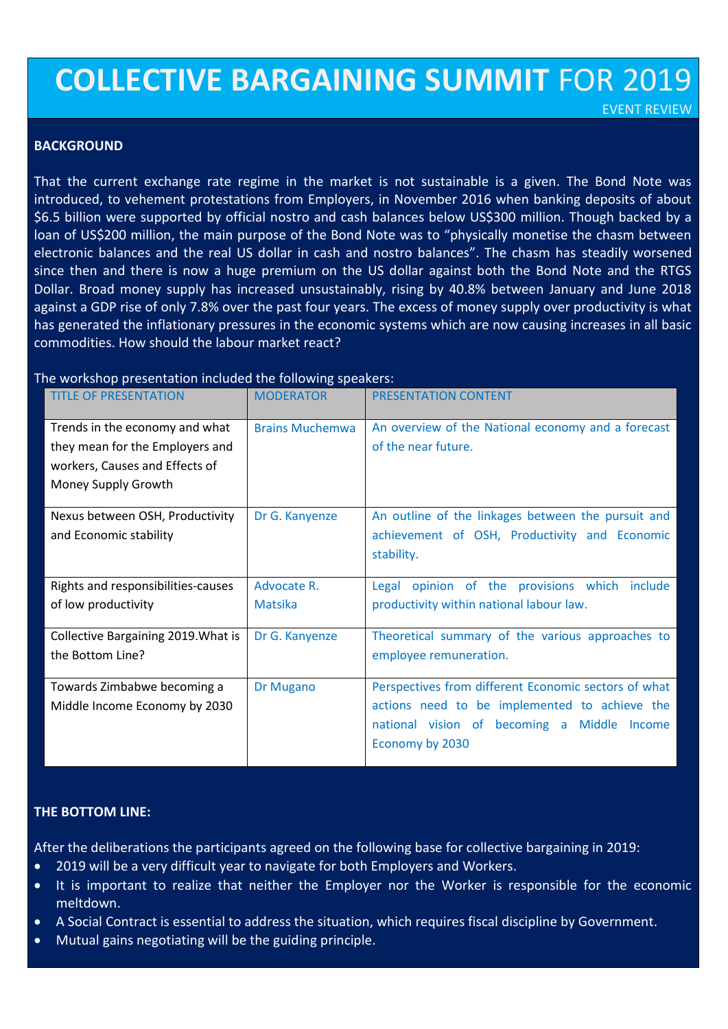# COLLECTIVE BARGAINING SUMMIT FOR 2019

EVENT REVIEW

**BACKGROUND**

That the current exchange rate regime in the market is not sustainable is a given. The Bond Note was introduced, to vehement protestations from Employers, in November 2016 when banking deposits of about $6.5 billion were supported by official nostro and cash balances below US$300 million. Though backed by a loan of US$200 million, the main purpose of the Bond Note was to "physically monetise the chasm between electronic balances and the real US dollar in cash and nostro balances". The chasm has steadily worsened since then and there is now a huge premium on the US dollar against both the Bond Note and the RTGS Dollar. Broad money supply has increased unsustainably, rising by 40.8% between January and June 2018 against a GDP rise of only 7.8% over the past four years. The excess of money supply over productivity is what has generated the inflationary pressures in the economic systems which are now causing increases in all basic commodities. How should the labour market react?

The workshop presentation included the following speakers:

| TITLE OF PRESENTATION | MODERATOR | PRESENTATION CONTENT |
|---|---|---|
| Trends in the economy and what they mean for the Employers and workers, Causes and Effects of Money Supply Growth | Brains Muchemwa | An overview of the National economy and a forecast of the near future. |
| Nexus between OSH, Productivity and Economic stability | Dr G. Kanyenze | An outline of the linkages between the pursuit and achievement of OSH, Productivity and Economic stability. |
| Rights and responsibilities-causes of low productivity | Advocate R. Matsika | Legal opinion of the provisions which include productivity within national labour law. |
| Collective Bargaining 2019.What is the Bottom Line? | Dr G. Kanyenze | Theoretical summary of the various approaches to employee remuneration. |
| Towards Zimbabwe becoming a Middle Income Economy by 2030 | Dr Mugano | Perspectives from different Economic sectors of what actions need to be implemented to achieve the national vision of becoming a Middle Income Economy by 2030 |

**THE BOTTOM LINE:**

After the deliberations the participants agreed on the following base for collective bargaining in 2019:

- 2019 will be a very difficult year to navigate for both Employers and Workers.
- It is important to realize that neither the Employer nor the Worker is responsible for the economic meltdown.
- A Social Contract is essential to address the situation, which requires fiscal discipline by Government.
- Mutual gains negotiating will be the guiding principle.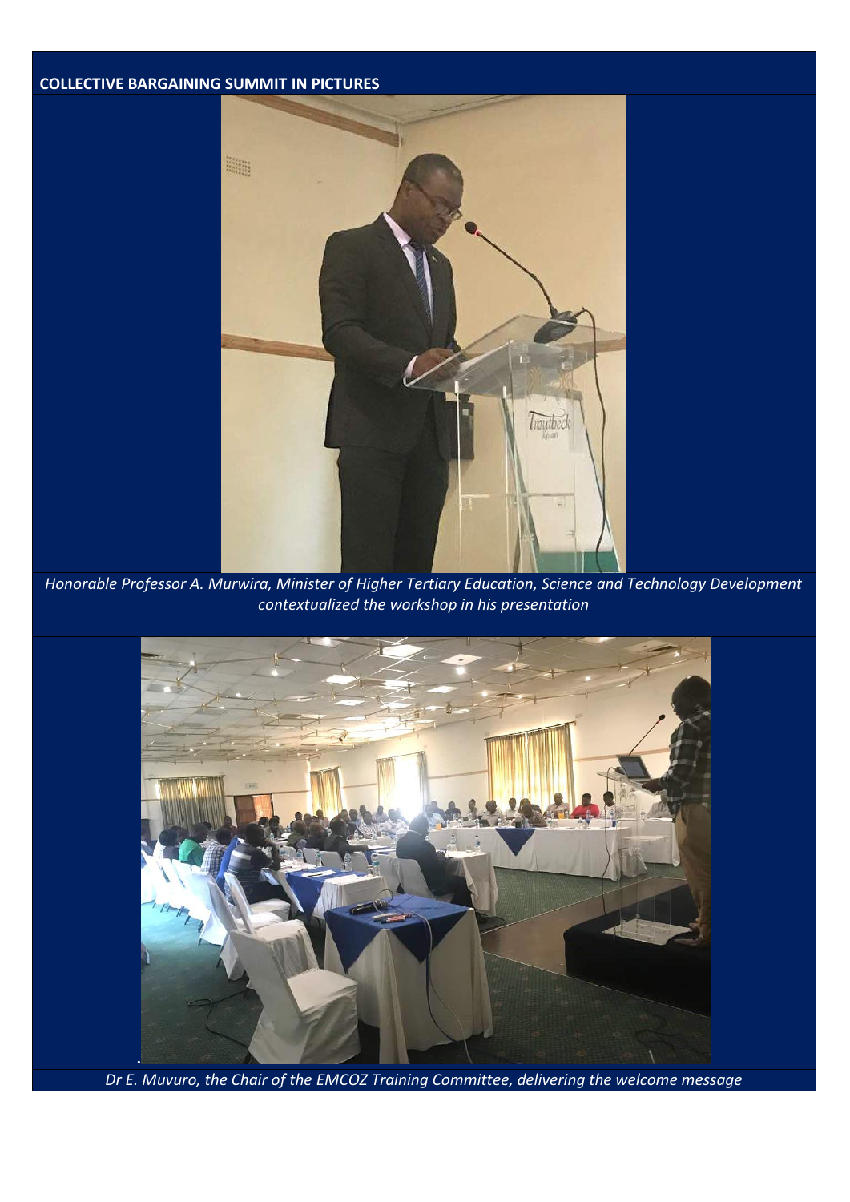**COLLECTIVE BARGAINING SUMMIT IN PICTURES**

*Honorable Professor A. Murwira, Minister of Higher Tertiary Education, Science and Technology Development contextualized the workshop in his presentation*

*Dr E. Muvuro, the Chair of the EMCOZ Training Committee, delivering the welcome message*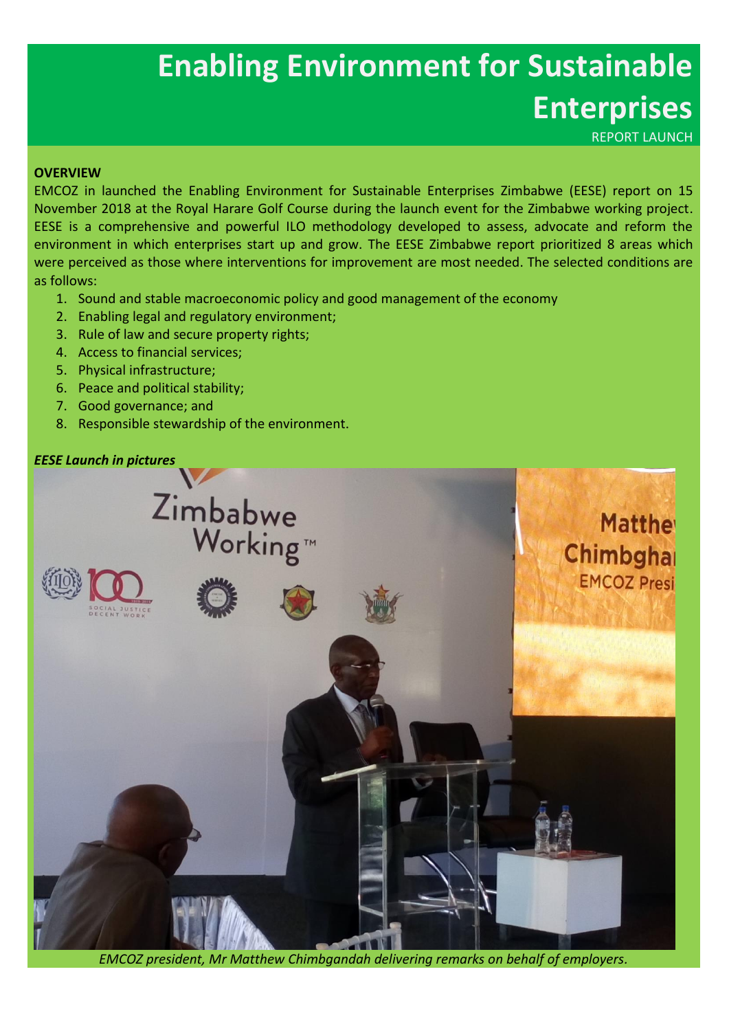# Enabling Environment for Sustainable Enterprises

REPORT LAUNCH

**OVERVIEW**

EMCOZ in launched the Enabling Environment for Sustainable Enterprises Zimbabwe (EESE) report on 15 November 2018 at the Royal Harare Golf Course during the launch event for the Zimbabwe working project. EESE is a comprehensive and powerful ILO methodology developed to assess, advocate and reform the environment in which enterprises start up and grow. The EESE Zimbabwe report prioritized 8 areas which were perceived as those where interventions for improvement are most needed. The selected conditions are as follows:

1. Sound and stable macroeconomic policy and good management of the economy
2. Enabling legal and regulatory environment;
3. Rule of law and secure property rights;
4. Access to financial services;
5. Physical infrastructure;
6. Peace and political stability;
7. Good governance; and
8. Responsible stewardship of the environment.

***EESE Launch in pictures***

*EMCOZ president, Mr Matthew Chimbgandah delivering remarks on behalf of employers.*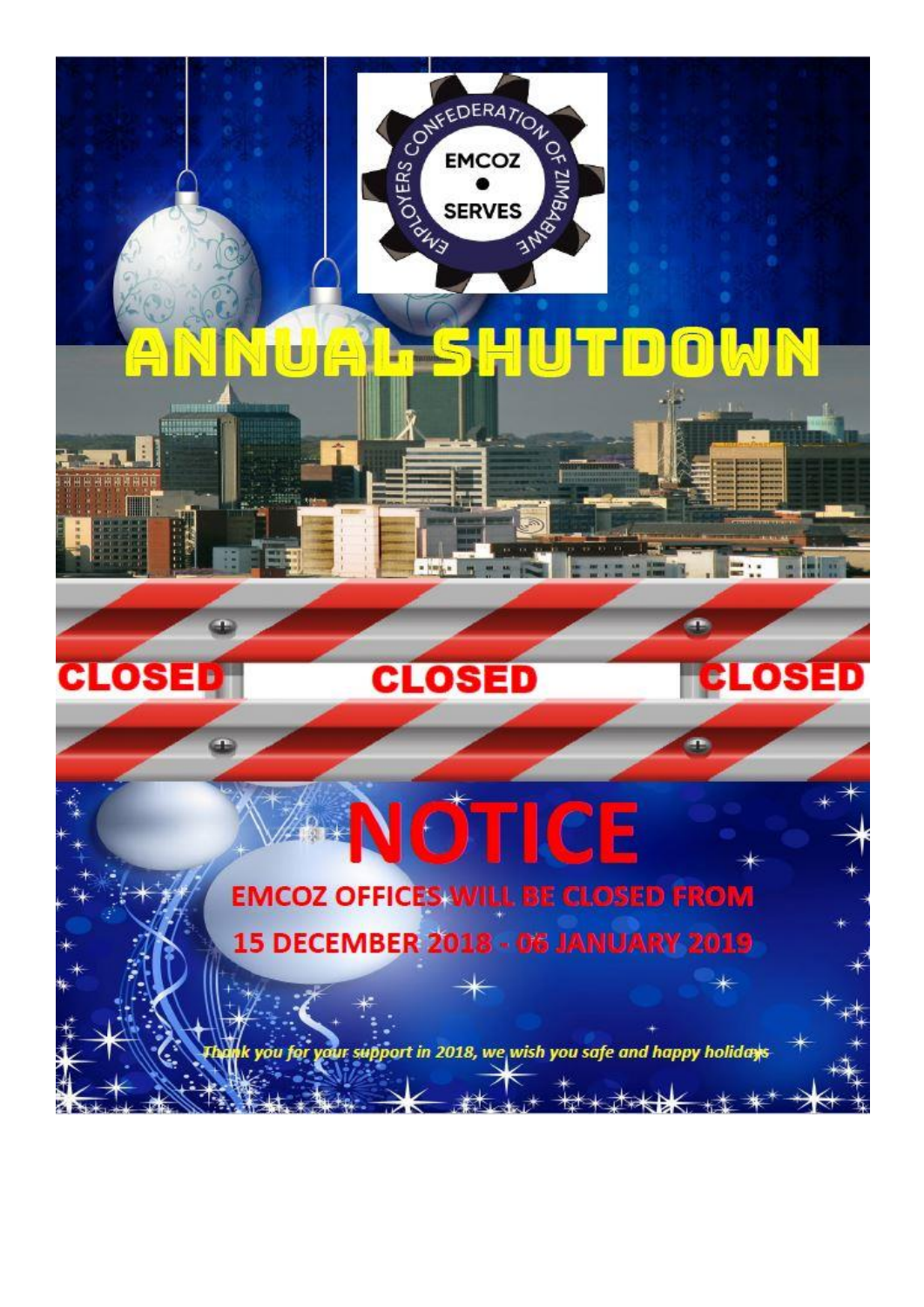EMPLOYERS CONFEDERATION OF ZIMBABWE

EMCOZ

SERVES

# ANNUAL SHUTDOWN

CLOSED CLOSED CLOSED

# NOTICE

**EMCOZ OFFICES WILL BE CLOSED FROM**

**15 DECEMBER 2018 - 06 JANUARY 2019**

*Thank you for your support in 2018, we wish you safe and happy holidays*